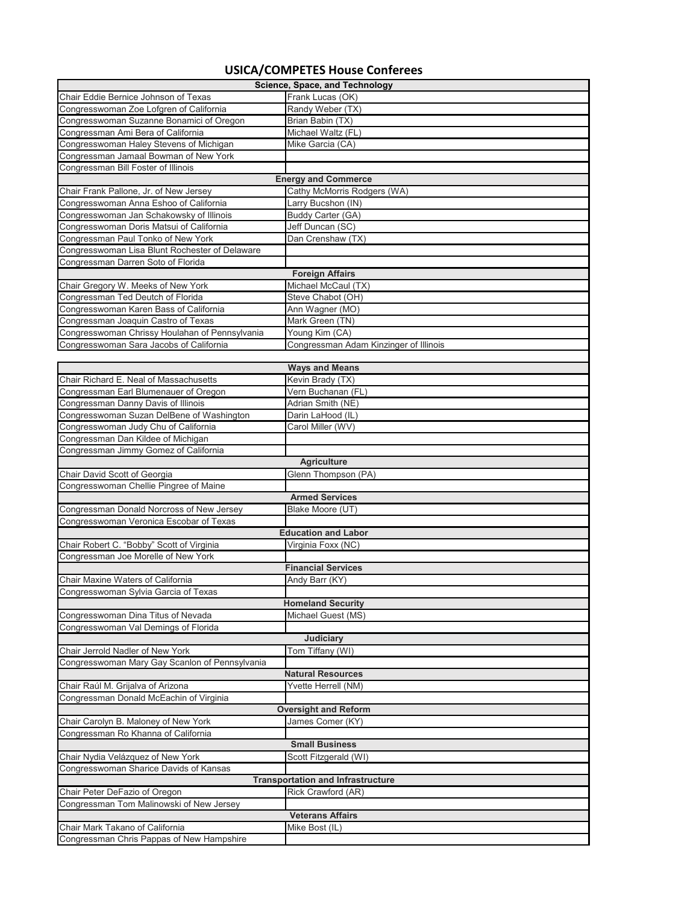# USICA/COMPETES House Conferees

| | |
|---|---|
| **Science, Space, and Technology** | |
| Chair Eddie Bernice Johnson of Texas | Frank Lucas (OK) |
| Congresswoman Zoe Lofgren of California | Randy Weber (TX) |
| Congresswoman Suzanne Bonamici of Oregon | Brian Babin (TX) |
| Congressman Ami Bera of California | Michael Waltz (FL) |
| Congresswoman Haley Stevens of Michigan | Mike Garcia (CA) |
| Congressman Jamaal Bowman of New York | |
| Congressman Bill Foster of Illinois | |
| **Energy and Commerce** | |
| Chair Frank Pallone, Jr. of New Jersey | Cathy McMorris Rodgers (WA) |
| Congresswoman Anna Eshoo of California | Larry Bucshon (IN) |
| Congresswoman Jan Schakowsky of Illinois | Buddy Carter (GA) |
| Congresswoman Doris Matsui of California | Jeff Duncan (SC) |
| Congressman Paul Tonko of New York | Dan Crenshaw (TX) |
| Congresswoman Lisa Blunt Rochester of Delaware | |
| Congressman Darren Soto of Florida | |
| **Foreign Affairs** | |
| Chair Gregory W. Meeks of New York | Michael McCaul (TX) |
| Congressman Ted Deutch of Florida | Steve Chabot (OH) |
| Congresswoman Karen Bass of California | Ann Wagner (MO) |
| Congressman Joaquin Castro of Texas | Mark Green (TN) |
| Congresswoman Chrissy Houlahan of Pennsylvania | Young Kim (CA) |
| Congresswoman Sara Jacobs of California | Congressman Adam Kinzinger of Illinois |
| **Ways and Means** | |
| Chair Richard E. Neal of Massachusetts | Kevin Brady (TX) |
| Congressman Earl Blumenauer of Oregon | Vern Buchanan (FL) |
| Congressman Danny Davis of Illinois | Adrian Smith (NE) |
| Congresswoman Suzan DelBene of Washington | Darin LaHood (IL) |
| Congresswoman Judy Chu of California | Carol Miller (WV) |
| Congressman Dan Kildee of Michigan | |
| Congressman Jimmy Gomez of California | |
| **Agriculture** | |
| Chair David Scott of Georgia | Glenn Thompson (PA) |
| Congresswoman Chellie Pingree of Maine | |
| **Armed Services** | |
| Congressman Donald Norcross of New Jersey | Blake Moore (UT) |
| Congresswoman Veronica Escobar of Texas | |
| **Education and Labor** | |
| Chair Robert C. "Bobby" Scott of Virginia | Virginia Foxx (NC) |
| Congressman Joe Morelle of New York | |
| **Financial Services** | |
| Chair Maxine Waters of California | Andy Barr (KY) |
| Congresswoman Sylvia Garcia of Texas | |
| **Homeland Security** | |
| Congresswoman Dina Titus of Nevada | Michael Guest (MS) |
| Congresswoman Val Demings of Florida | |
| **Judiciary** | |
| Chair Jerrold Nadler of New York | Tom Tiffany (WI) |
| Congresswoman Mary Gay Scanlon of Pennsylvania | |
| **Natural Resources** | |
| Chair Raúl M. Grijalva of Arizona | Yvette Herrell (NM) |
| Congressman Donald McEachin of Virginia | |
| **Oversight and Reform** | |
| Chair Carolyn B. Maloney of New York | James Comer (KY) |
| Congressman Ro Khanna of California | |
| **Small Business** | |
| Chair Nydia Velázquez of New York | Scott Fitzgerald (WI) |
| Congresswoman Sharice Davids of Kansas | |
| **Transportation and Infrastructure** | |
| Chair Peter DeFazio of Oregon | Rick Crawford (AR) |
| Congressman Tom Malinowski of New Jersey | |
| **Veterans Affairs** | |
| Chair Mark Takano of California | Mike Bost (IL) |
| Congressman Chris Pappas of New Hampshire | |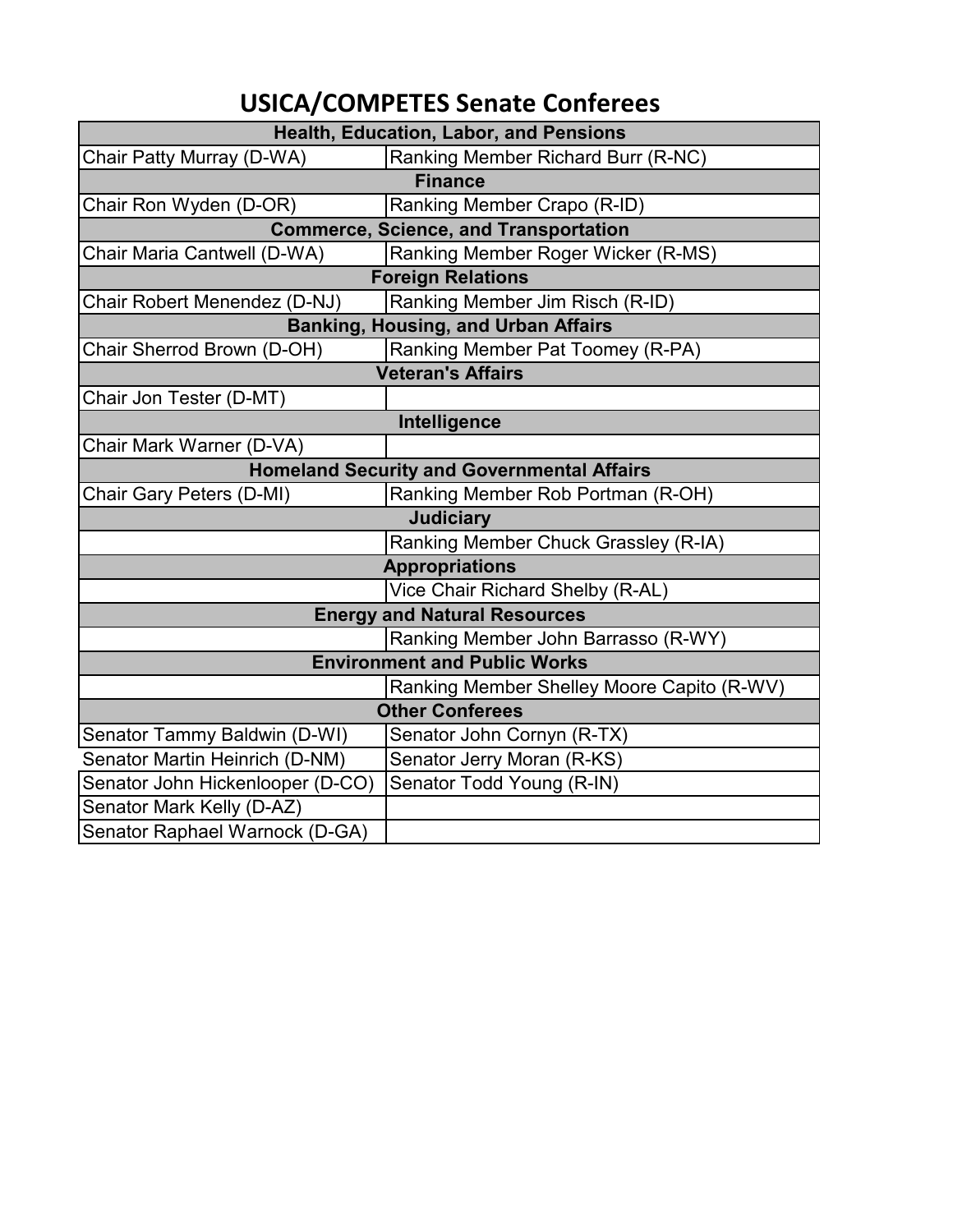# USICA/COMPETES Senate Conferees

| | |
|---|---|
| **Health, Education, Labor, and Pensions** | |
| Chair Patty Murray (D-WA) | Ranking Member Richard Burr (R-NC) |
| **Finance** | |
| Chair Ron Wyden (D-OR) | Ranking Member Crapo (R-ID) |
| **Commerce, Science, and Transportation** | |
| Chair Maria Cantwell (D-WA) | Ranking Member Roger Wicker (R-MS) |
| **Foreign Relations** | |
| Chair Robert Menendez (D-NJ) | Ranking Member Jim Risch (R-ID) |
| **Banking, Housing, and Urban Affairs** | |
| Chair Sherrod Brown (D-OH) | Ranking Member Pat Toomey (R-PA) |
| **Veteran's Affairs** | |
| Chair Jon Tester (D-MT) | |
| **Intelligence** | |
| Chair Mark Warner (D-VA) | |
| **Homeland Security and Governmental Affairs** | |
| Chair Gary Peters (D-MI) | Ranking Member Rob Portman (R-OH) |
| **Judiciary** | |
| | Ranking Member Chuck Grassley (R-IA) |
| **Appropriations** | |
| | Vice Chair Richard Shelby (R-AL) |
| **Energy and Natural Resources** | |
| | Ranking Member John Barrasso (R-WY) |
| **Environment and Public Works** | |
| | Ranking Member Shelley Moore Capito (R-WV) |
| **Other Conferees** | |
| Senator Tammy Baldwin (D-WI) | Senator John Cornyn (R-TX) |
| Senator Martin Heinrich (D-NM) | Senator Jerry Moran (R-KS) |
| Senator John Hickenlooper (D-CO) | Senator Todd Young (R-IN) |
| Senator Mark Kelly (D-AZ) | |
| Senator Raphael Warnock (D-GA) | |